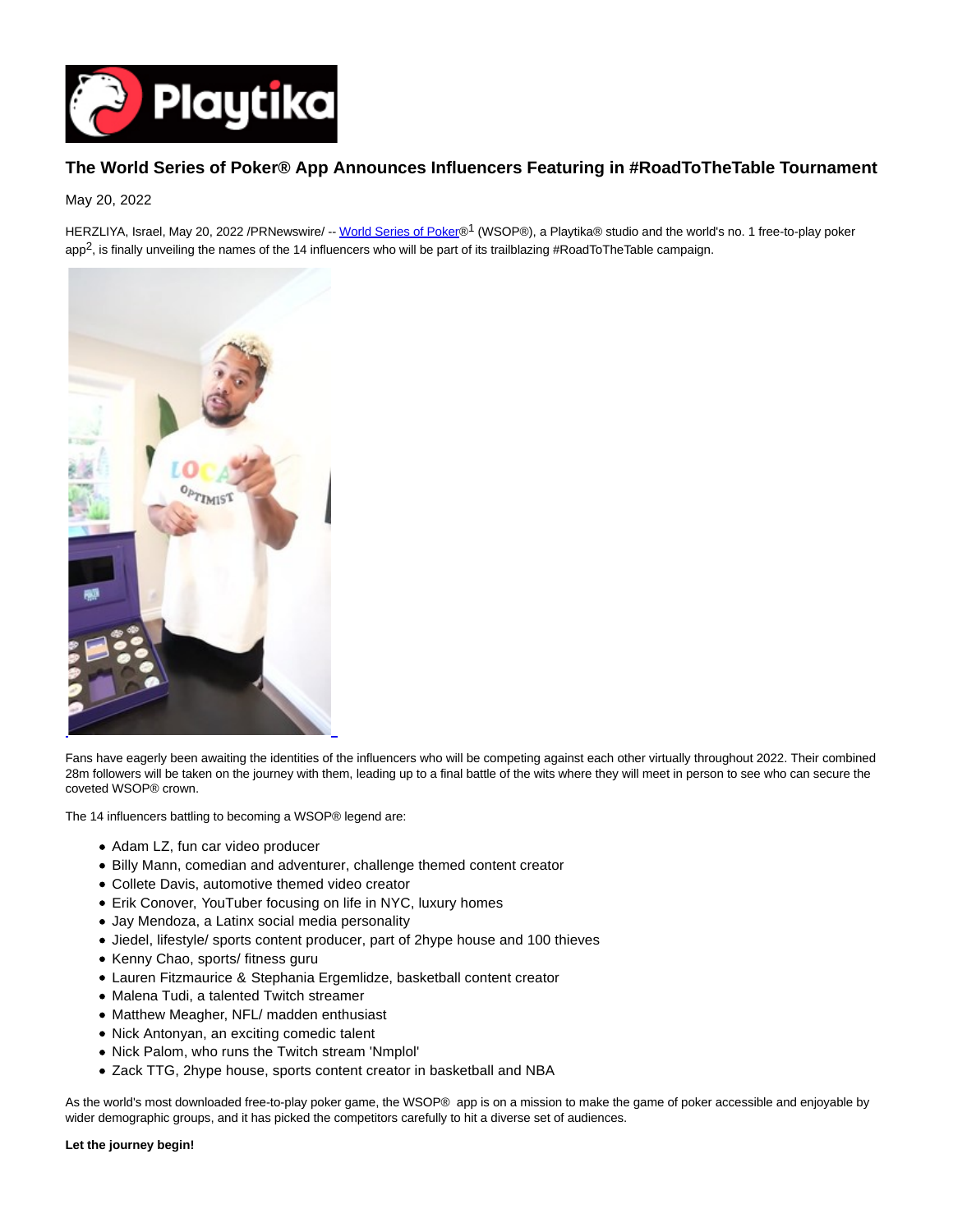# The World Series of Poker® App Announces Influencers Featuring in #RoadToTheTable Tournament

May 20, 2022

HERZLIYA, Israel, May 20, 2022 /PRNewswire/ -- World Series of Poker®[1] (WSOP®), a Playtika® studio and the world's no. 1 free-to-play poker app[2], is finally unveiling the names of the 14 influencers who will be part of its trailblazing #RoadToTheTable campaign.

Fans have eagerly been awaiting the identities of the influencers who will be competing against each other virtually throughout 2022. Their combined 28m followers will be taken on the journey with them, leading up to a final battle of the wits where they will meet in person to see who can secure the coveted WSOP® crown.

The 14 influencers battling to becoming a WSOP® legend are:

- Adam LZ, fun car video producer
- Billy Mann, comedian and adventurer, challenge themed content creator
- Collete Davis, automotive themed video creator
- Erik Conover, YouTuber focusing on life in NYC, luxury homes
- Jay Mendoza, a Latinx social media personality
- Jiedel, lifestyle/ sports content producer, part of 2hype house and 100 thieves
- Kenny Chao, sports/ fitness guru
- Lauren Fitzmaurice & Stephania Ergemlidze, basketball content creator
- Malena Tudi, a talented Twitch streamer
- Matthew Meagher, NFL/ madden enthusiast
- Nick Antonyan, an exciting comedic talent
- Nick Palom, who runs the Twitch stream 'Nmplol'
- Zack TTG, 2hype house, sports content creator in basketball and NBA

As the world's most downloaded free-to-play poker game, the WSOP® app is on a mission to make the game of poker accessible and enjoyable by wider demographic groups, and it has picked the competitors carefully to hit a diverse set of audiences.

**Let the journey begin!**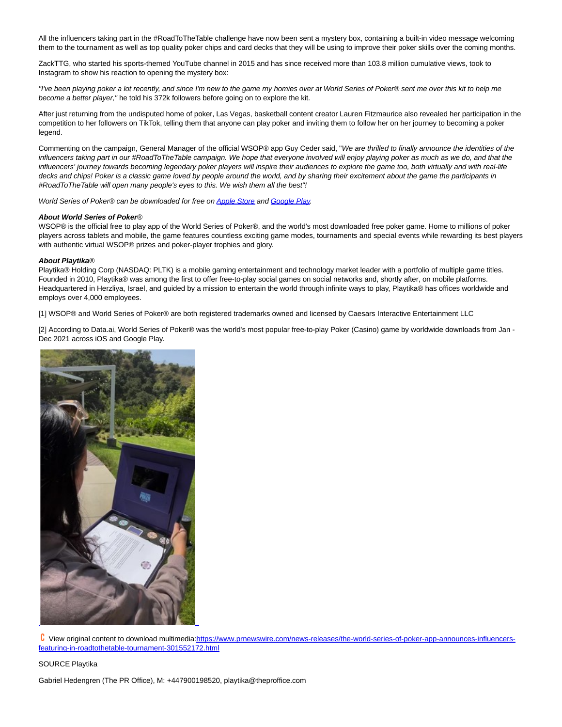All the influencers taking part in the #RoadToTheTable challenge have now been sent a mystery box, containing a built-in video message welcoming them to the tournament as well as top quality poker chips and card decks that they will be using to improve their poker skills over the coming months.

ZackTTG, who started his sports-themed YouTube channel in 2015 and has since received more than 103.8 million cumulative views, took to Instagram to show his reaction to opening the mystery box:

*"I've been playing poker a lot recently, and since I'm new to the game my homies over at World Series of Poker® sent me over this kit to help me become a better player,"* he told his 372k followers before going on to explore the kit.

After just returning from the undisputed home of poker, Las Vegas, basketball content creator Lauren Fitzmaurice also revealed her participation in the competition to her followers on TikTok, telling them that anyone can play poker and inviting them to follow her on her journey to becoming a poker legend.

Commenting on the campaign, General Manager of the official WSOP® app Guy Ceder said, "*We are thrilled to finally announce the identities of the influencers taking part in our #RoadToTheTable campaign. We hope that everyone involved will enjoy playing poker as much as we do, and that the influencers' journey towards becoming legendary poker players will inspire their audiences to explore the game too, both virtually and with real-life decks and chips! Poker is a classic game loved by people around the world, and by sharing their excitement about the game the participants in #RoadToTheTable will open many people's eyes to this. We wish them all the best*"!

*World Series of Poker® can be downloaded for free on [Apple Store](#) and [Google Play](#).*

***About World Series of Poker*®**
WSOP® is the official free to play app of the World Series of Poker®, and the world's most downloaded free poker game. Home to millions of poker players across tablets and mobile, the game features countless exciting game modes, tournaments and special events while rewarding its best players with authentic virtual WSOP® prizes and poker-player trophies and glory.

***About Playtika*®**
Playtika® Holding Corp (NASDAQ: PLTK) is a mobile gaming entertainment and technology market leader with a portfolio of multiple game titles. Founded in 2010, Playtika® was among the first to offer free-to-play social games on social networks and, shortly after, on mobile platforms. Headquartered in Herzliya, Israel, and guided by a mission to entertain the world through infinite ways to play, Playtika® has offices worldwide and employs over 4,000 employees.

[1] WSOP® and World Series of Poker® are both registered trademarks owned and licensed by Caesars Interactive Entertainment LLC

[2] According to Data.ai, World Series of Poker® was the world's most popular free-to-play Poker (Casino) game by worldwide downloads from Jan - Dec 2021 across iOS and Google Play.

View original content to download multimedia: https://www.prnewswire.com/news-releases/the-world-series-of-poker-app-announces-influencers-featuring-in-roadtothetable-tournament-301552172.html

SOURCE Playtika

Gabriel Hedengren (The PR Office), M: +447900198520, playtika@theproffice.com